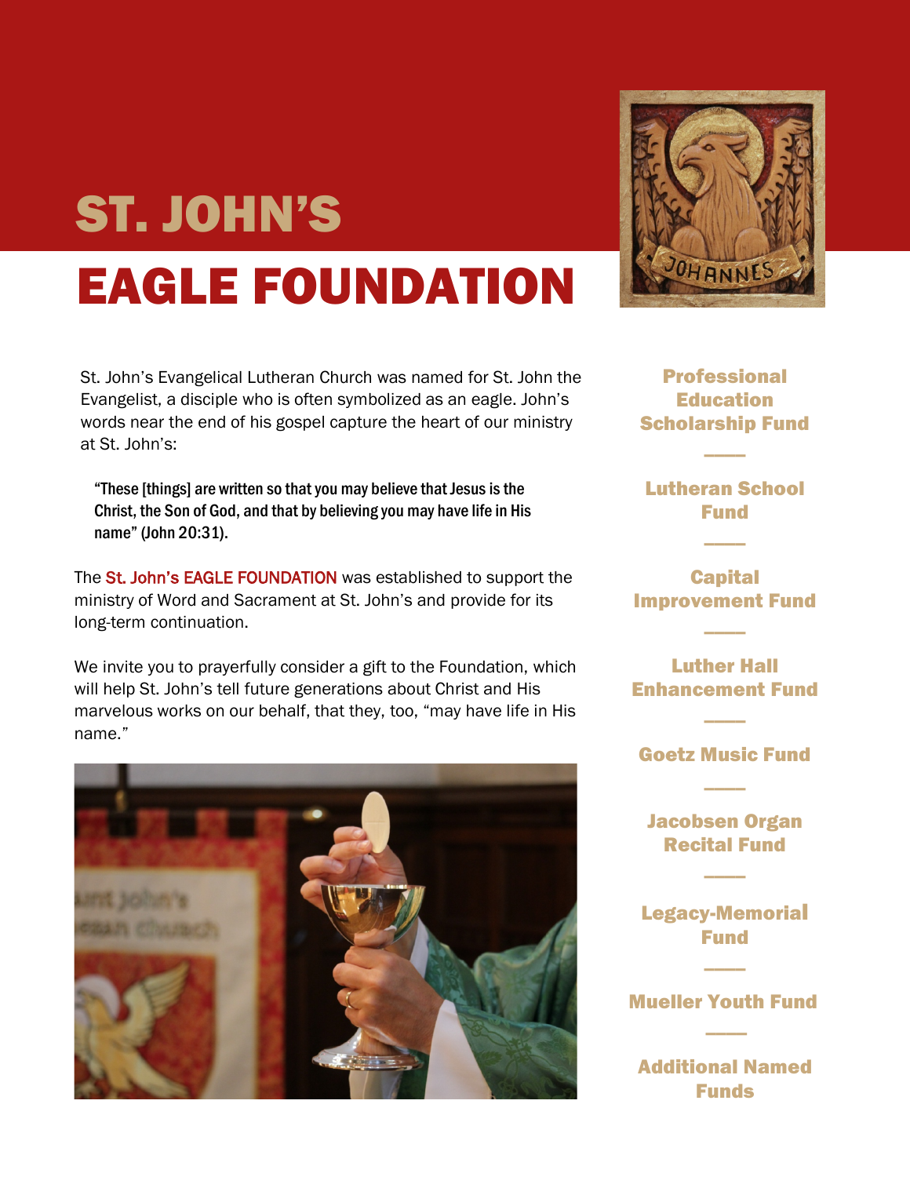# ST. JOHN'S EAGLE FOUNDATION

St. John's Evangelical Lutheran Church was named for St. John the Evangelist, a disciple who is often symbolized as an eagle. John's words near the end of his gospel capture the heart of our ministry at St. John's:

> "These [things] are written so that you may believe that Jesus is the Christ, the Son of God, and that by believing you may have life in His name" (John 20:31).

The St. John's EAGLE FOUNDATION was established to support the ministry of Word and Sacrament at St. John's and provide for its long-term continuation.

We invite you to prayerfully consider a gift to the Foundation, which will help St. John's tell future generations about Christ and His marvelous works on our behalf, that they, too, "may have life in His name."

**Professional Education Scholarship Fund**

**Lutheran School Fund**

**Capital Improvement Fund**

**Luther Hall Enhancement Fund**

**Goetz Music Fund**

**Jacobsen Organ Recital Fund**

**Legacy-Memorial Fund**

**Mueller Youth Fund**

**Additional Named Funds**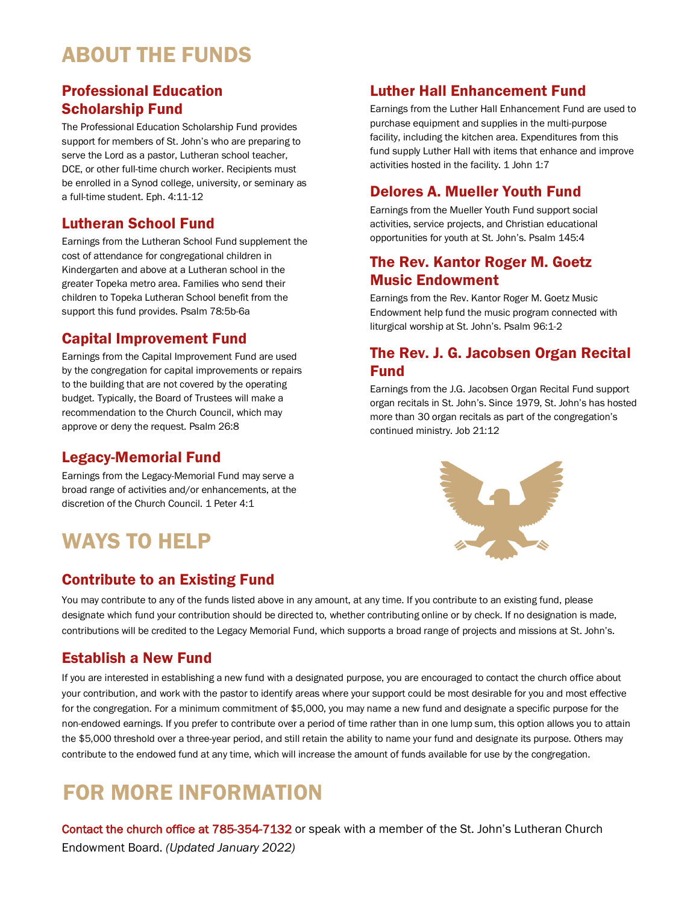# ABOUT THE FUNDS

## Professional Education Scholarship Fund

The Professional Education Scholarship Fund provides support for members of St. John's who are preparing to serve the Lord as a pastor, Lutheran school teacher, DCE, or other full-time church worker. Recipients must be enrolled in a Synod college, university, or seminary as a full-time student. Eph. 4:11-12

## Lutheran School Fund

Earnings from the Lutheran School Fund supplement the cost of attendance for congregational children in Kindergarten and above at a Lutheran school in the greater Topeka metro area. Families who send their children to Topeka Lutheran School benefit from the support this fund provides. Psalm 78:5b-6a

## Capital Improvement Fund

Earnings from the Capital Improvement Fund are used by the congregation for capital improvements or repairs to the building that are not covered by the operating budget. Typically, the Board of Trustees will make a recommendation to the Church Council, which may approve or deny the request. Psalm 26:8

## Legacy-Memorial Fund

Earnings from the Legacy-Memorial Fund may serve a broad range of activities and/or enhancements, at the discretion of the Church Council. 1 Peter 4:1

## Luther Hall Enhancement Fund

Earnings from the Luther Hall Enhancement Fund are used to purchase equipment and supplies in the multi-purpose facility, including the kitchen area. Expenditures from this fund supply Luther Hall with items that enhance and improve activities hosted in the facility. 1 John 1:7

## Delores A. Mueller Youth Fund

Earnings from the Mueller Youth Fund support social activities, service projects, and Christian educational opportunities for youth at St. John's. Psalm 145:4

## The Rev. Kantor Roger M. Goetz Music Endowment

Earnings from the Rev. Kantor Roger M. Goetz Music Endowment help fund the music program connected with liturgical worship at St. John's. Psalm 96:1-2

## The Rev. J. G. Jacobsen Organ Recital Fund

Earnings from the J.G. Jacobsen Organ Recital Fund support organ recitals in St. John's. Since 1979, St. John's has hosted more than 30 organ recitals as part of the congregation's continued ministry. Job 21:12

# WAYS TO HELP

## Contribute to an Existing Fund

You may contribute to any of the funds listed above in any amount, at any time. If you contribute to an existing fund, please designate which fund your contribution should be directed to, whether contributing online or by check. If no designation is made, contributions will be credited to the Legacy Memorial Fund, which supports a broad range of projects and missions at St. John's.

## Establish a New Fund

If you are interested in establishing a new fund with a designated purpose, you are encouraged to contact the church office about your contribution, and work with the pastor to identify areas where your support could be most desirable for you and most effective for the congregation. For a minimum commitment of $5,000, you may name a new fund and designate a specific purpose for the non-endowed earnings. If you prefer to contribute over a period of time rather than in one lump sum, this option allows you to attain the $5,000 threshold over a three-year period, and still retain the ability to name your fund and designate its purpose. Others may contribute to the endowed fund at any time, which will increase the amount of funds available for use by the congregation.

# FOR MORE INFORMATION

Contact the church office at 785-354-7132 or speak with a member of the St. John's Lutheran Church Endowment Board. *(Updated January 2022)*